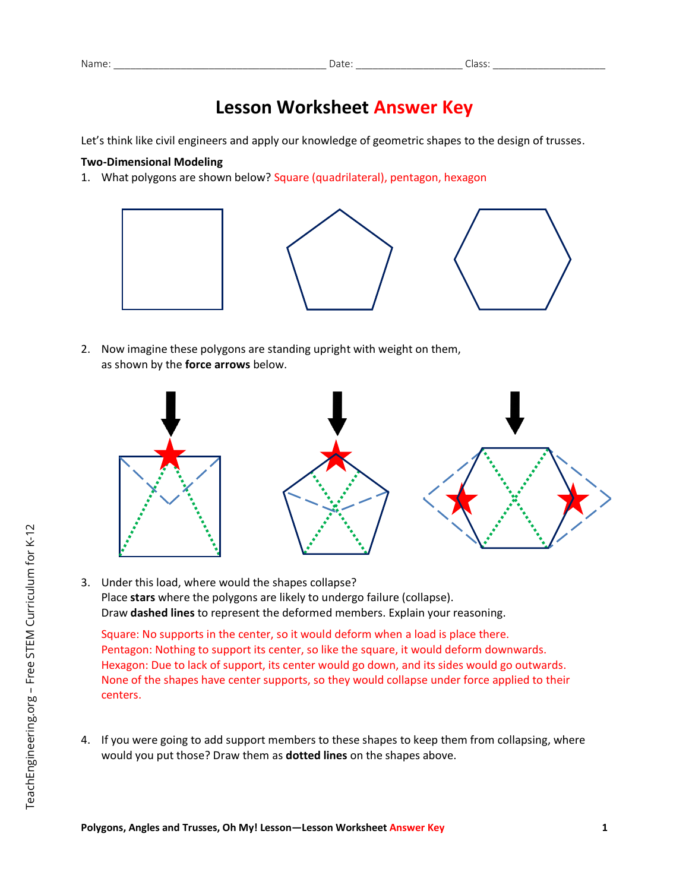Name: ______________________________________ Date: __________________ Class: ____________________

# Lesson Worksheet Answer Key

Let's think like civil engineers and apply our knowledge of geometric shapes to the design of trusses.

**Two-Dimensional Modeling**

1. What polygons are shown below? Square (quadrilateral), pentagon, hexagon

2. Now imagine these polygons are standing upright with weight on them, as shown by the **force arrows** below.

3. Under this load, where would the shapes collapse?
   Place **stars** where the polygons are likely to undergo failure (collapse).
   Draw **dashed lines** to represent the deformed members. Explain your reasoning.

   Square: No supports in the center, so it would deform when a load is place there.
   Pentagon: Nothing to support its center, so like the square, it would deform downwards.
   Hexagon: Due to lack of support, its center would go down, and its sides would go outwards.
   None of the shapes have center supports, so they would collapse under force applied to their centers.

4. If you were going to add support members to these shapes to keep them from collapsing, where would you put those? Draw them as **dotted lines** on the shapes above.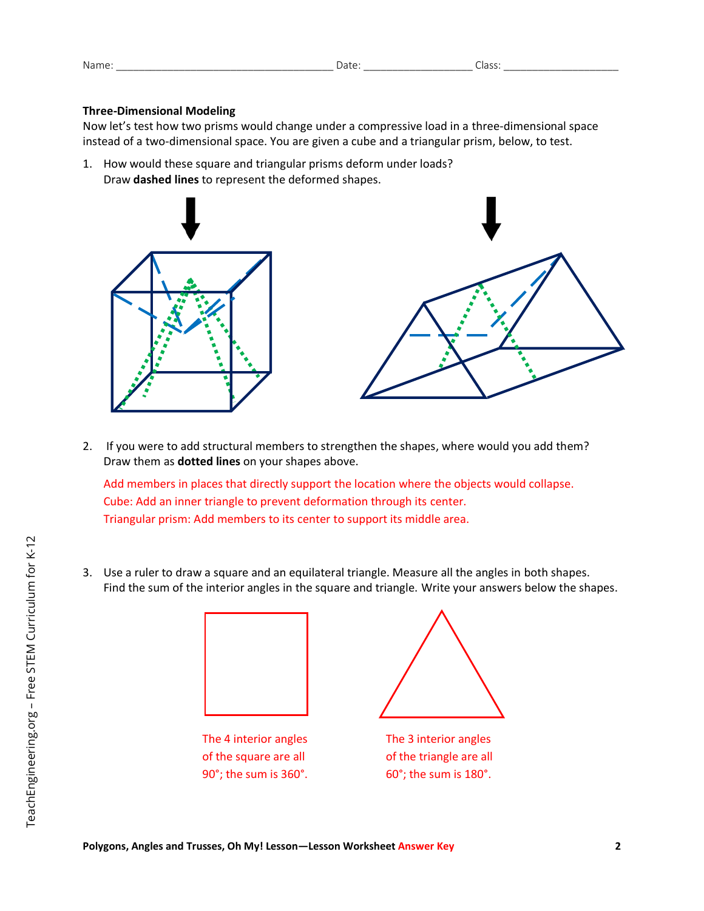Name: ______________________________________ Date: ___________________ Class: ____________________

**Three-Dimensional Modeling**

Now let's test how two prisms would change under a compressive load in a three-dimensional space instead of a two-dimensional space. You are given a cube and a triangular prism, below, to test.

1. How would these square and triangular prisms deform under loads?
   Draw **dashed lines** to represent the deformed shapes.

2. If you were to add structural members to strengthen the shapes, where would you add them? Draw them as **dotted lines** on your shapes above.

   Add members in places that directly support the location where the objects would collapse.
   Cube: Add an inner triangle to prevent deformation through its center.
   Triangular prism: Add members to its center to support its middle area.

3. Use a ruler to draw a square and an equilateral triangle. Measure all the angles in both shapes. Find the sum of the interior angles in the square and triangle. Write your answers below the shapes.

   The 4 interior angles of the square are all 90°; the sum is 360°.

   The 3 interior angles of the triangle are all 60°; the sum is 180°.

**Polygons, Angles and Trusses, Oh My! Lesson—Lesson Worksheet Answer Key**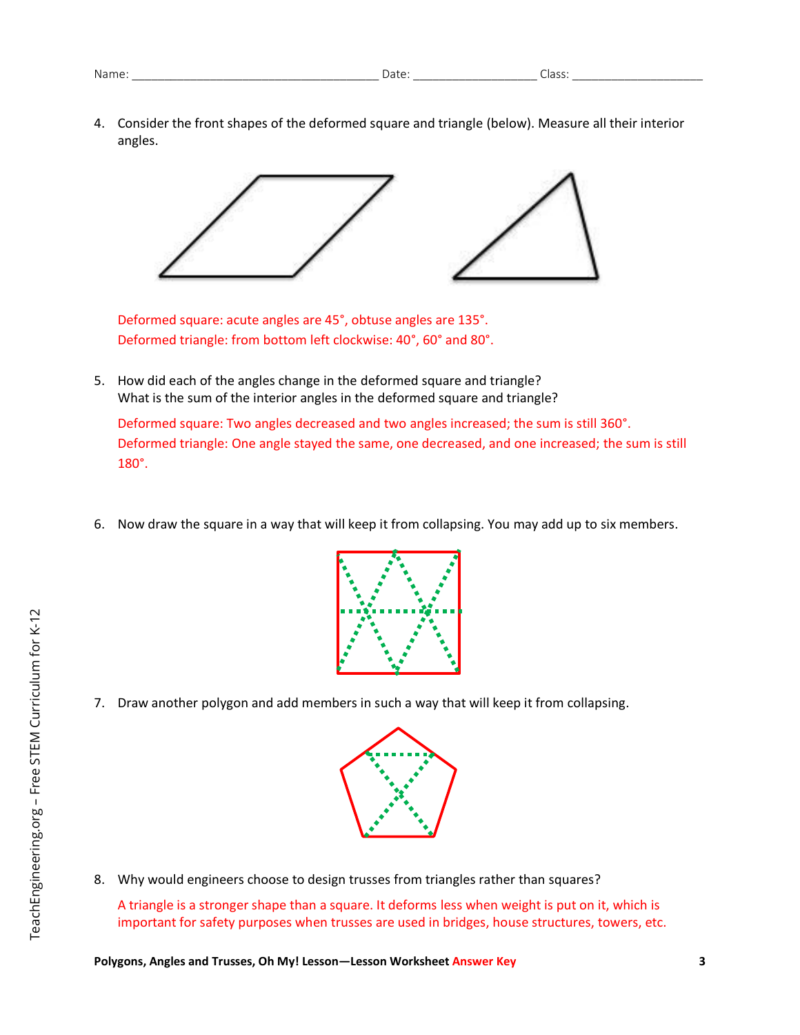Name: ______________________________________ Date: ___________________ Class: ____________________

4. Consider the front shapes of the deformed square and triangle (below). Measure all their interior angles.

Deformed square: acute angles are 45°, obtuse angles are 135°.
Deformed triangle: from bottom left clockwise: 40°, 60° and 80°.

5. How did each of the angles change in the deformed square and triangle?
What is the sum of the interior angles in the deformed square and triangle?

Deformed square: Two angles decreased and two angles increased; the sum is still 360°.
Deformed triangle: One angle stayed the same, one decreased, and one increased; the sum is still 180°.

6. Now draw the square in a way that will keep it from collapsing. You may add up to six members.

7. Draw another polygon and add members in such a way that will keep it from collapsing.

8. Why would engineers choose to design trusses from triangles rather than squares?

A triangle is a stronger shape than a square. It deforms less when weight is put on it, which is important for safety purposes when trusses are used in bridges, house structures, towers, etc.